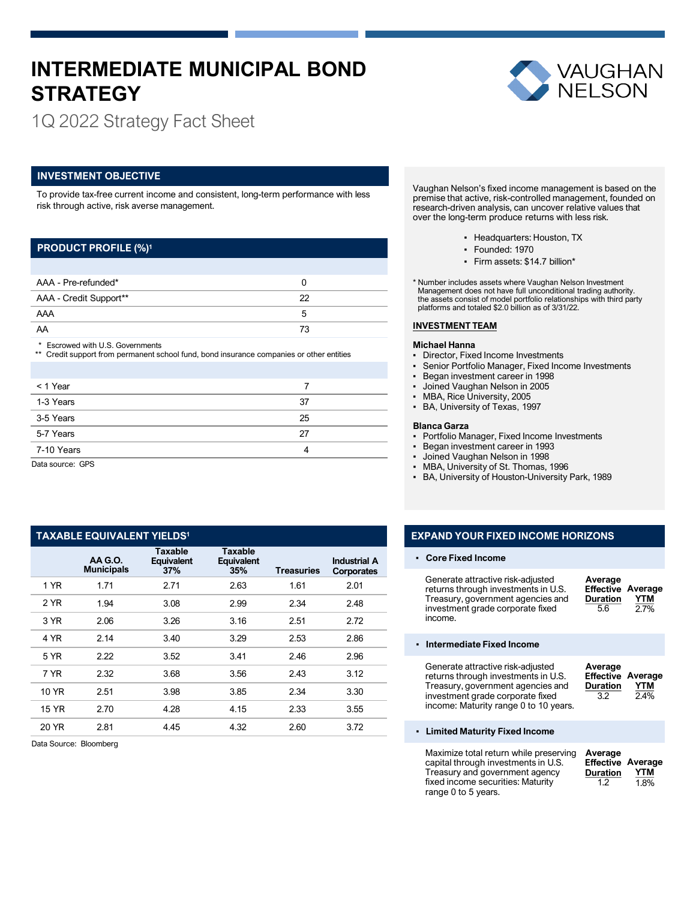# INTERMEDIATE MUNICIPAL BOND STRATEGY

1Q 2022 Strategy Fact Sheet

VAUGHAN NELSON

## INVESTMENT OBJECTIVE

To provide tax-free current income and consistent, long-term performance with less risk through active, risk averse management.

## PRODUCT PROFILE (%)[1]

| | |
|---|---|
| AAA - Pre-refunded* | 0 |
| AAA - Credit Support** | 22 |
| AAA | 5 |
| AA | 73 |

\* Escrowed with U.S. Governments
\*\* Credit support from permanent school fund, bond insurance companies or other entities

| | |
|---|---|
| < 1 Year | 7 |
| 1-3 Years | 37 |
| 3-5 Years | 25 |
| 5-7 Years | 27 |
| 7-10 Years | 4 |

Data source: GPS

## TAXABLE EQUIVALENT YIELDS[1]

| | AA G.O. Municipals | Taxable Equivalent 37% | Taxable Equivalent 35% | Treasuries | Industrial A Corporates |
|---|---|---|---|---|---|
| 1 YR | 1.71 | 2.71 | 2.63 | 1.61 | 2.01 |
| 2 YR | 1.94 | 3.08 | 2.99 | 2.34 | 2.48 |
| 3 YR | 2.06 | 3.26 | 3.16 | 2.51 | 2.72 |
| 4 YR | 2.14 | 3.40 | 3.29 | 2.53 | 2.86 |
| 5 YR | 2.22 | 3.52 | 3.41 | 2.46 | 2.96 |
| 7 YR | 2.32 | 3.68 | 3.56 | 2.43 | 3.12 |
| 10 YR | 2.51 | 3.98 | 3.85 | 2.34 | 3.30 |
| 15 YR | 2.70 | 4.28 | 4.15 | 2.33 | 3.55 |
| 20 YR | 2.81 | 4.45 | 4.32 | 2.60 | 3.72 |

Data Source: Bloomberg

Vaughan Nelson's fixed income management is based on the premise that active, risk-controlled management, founded on research-driven analysis, can uncover relative values that over the long-term produce returns with less risk.

- Headquarters: Houston, TX
- Founded: 1970
- Firm assets: $14.7 billion*

\* Number includes assets where Vaughan Nelson Investment Management does not have full unconditional trading authority. the assets consist of model portfolio relationships with third party platforms and totaled $2.0 billion as of 3/31/22.

### INVESTMENT TEAM

**Michael Hanna**
- Director, Fixed Income Investments
- Senior Portfolio Manager, Fixed Income Investments
- Began investment career in 1998
- Joined Vaughan Nelson in 2005
- MBA, Rice University, 2005
- BA, University of Texas, 1997

**Blanca Garza**
- Portfolio Manager, Fixed Income Investments
- Began investment career in 1993
- Joined Vaughan Nelson in 1998
- MBA, University of St. Thomas, 1996
- BA, University of Houston-University Park, 1989

## EXPAND YOUR FIXED INCOME HORIZONS

- **Core Fixed Income**

Generate attractive risk-adjusted returns through investments in U.S. Treasury, government agencies and investment grade corporate fixed income.

| Average Effective Duration | Average YTM |
|---|---|
| 5.6 | 2.7% |

- **Intermediate Fixed Income**

Generate attractive risk-adjusted returns through investments in U.S. Treasury, government agencies and investment grade corporate fixed income: Maturity range 0 to 10 years.

| Average Effective Duration | Average YTM |
|---|---|
| 3.2 | 2.4% |

- **Limited Maturity Fixed Income**

Maximize total return while preserving capital through investments in U.S. Treasury and government agency fixed income securities: Maturity range 0 to 5 years.

| Average Effective Duration | Average YTM |
|---|---|
| 1.2 | 1.8% |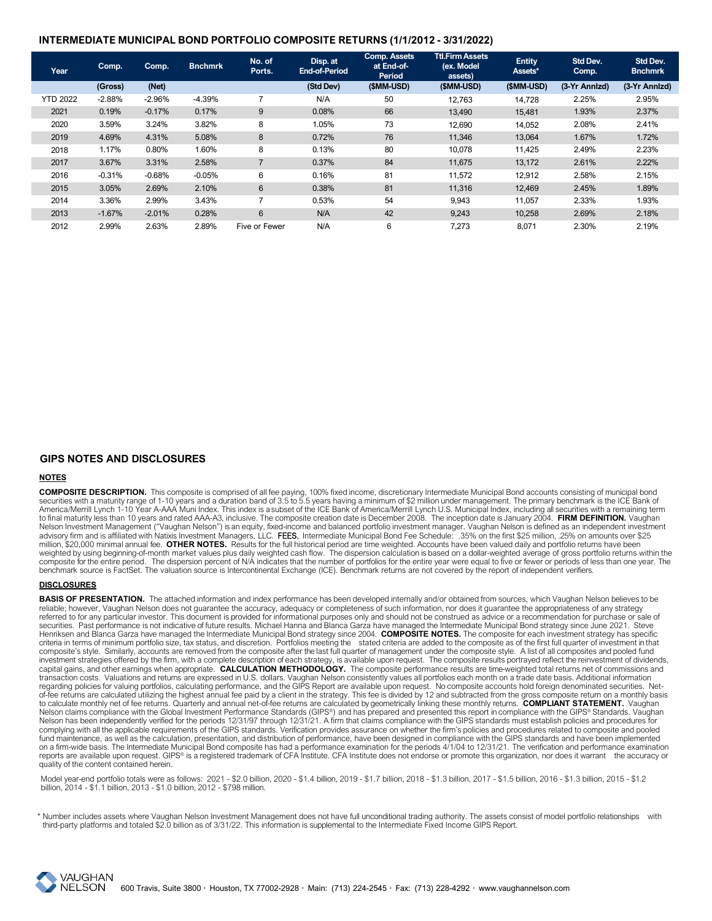## INTERMEDIATE MUNICIPAL BOND PORTFOLIO COMPOSITE RETURNS (1/1/2012 - 3/31/2022)

| Year | Comp. | Comp. | Bnchmrk | No. of Ports. | Disp. at End-of-Period | Comp. Assets at End-of-Period | Ttl.Firm Assets (ex. Model assets) | Entity Assets* | Std Dev. Comp. | Std Dev. Bnchmrk |
|---|---|---|---|---|---|---|---|---|---|---|
| | (Gross) | (Net) | | | (Std Dev) | ($MM-USD) | ($MM-USD) | ($MM-USD) | (3-Yr Annlzd) | (3-Yr Annlzd) |
| YTD 2022 | -2.88% | -2.96% | -4.39% | 7 | N/A | 50 | 12,763 | 14,728 | 2.25% | 2.95% |
| 2021 | 0.19% | -0.17% | 0.17% | 9 | 0.08% | 66 | 13,490 | 15,481 | 1.93% | 2.37% |
| 2020 | 3.59% | 3.24% | 3.82% | 8 | 1.05% | 73 | 12,690 | 14,052 | 2.08% | 2.41% |
| 2019 | 4.69% | 4.31% | 5.08% | 8 | 0.72% | 76 | 11,346 | 13,064 | 1.67% | 1.72% |
| 2018 | 1.17% | 0.80% | 1.60% | 8 | 0.13% | 80 | 10,078 | 11,425 | 2.49% | 2.23% |
| 2017 | 3.67% | 3.31% | 2.58% | 7 | 0.37% | 84 | 11,675 | 13,172 | 2.61% | 2.22% |
| 2016 | -0.31% | -0.68% | -0.05% | 6 | 0.16% | 81 | 11,572 | 12,912 | 2.58% | 2.15% |
| 2015 | 3.05% | 2.69% | 2.10% | 6 | 0.38% | 81 | 11,316 | 12,469 | 2.45% | 1.89% |
| 2014 | 3.36% | 2.99% | 3.43% | 7 | 0.53% | 54 | 9,943 | 11,057 | 2.33% | 1.93% |
| 2013 | -1.67% | -2.01% | 0.28% | 6 | N/A | 42 | 9,243 | 10,258 | 2.69% | 2.18% |
| 2012 | 2.99% | 2.63% | 2.89% | Five or Fewer | N/A | 6 | 7,273 | 8,071 | 2.30% | 2.19% |

## GIPS NOTES AND DISCLOSURES

### NOTES

**COMPOSITE DESCRIPTION.** This composite is comprised of all fee paying, 100% fixed income, discretionary Intermediate Municipal Bond accounts consisting of municipal bond securities with a maturity range of 1-10 years and a duration band of 3.5 to 5.5 years having a minimum of $2 million under management. The primary benchmark is the ICE Bank of America/Merrill Lynch 1-10 Year A-AAA Muni Index. This index is a subset of the ICE Bank of America/Merrill Lynch U.S. Municipal Index, including all securities with a remaining term to final maturity less than 10 years and rated AAA-A3, inclusive. The composite creation date is December 2008. The inception date is January 2004. **FIRM DEFINITION.** Vaughan Nelson Investment Management ("Vaughan Nelson") is an equity, fixed-income and balanced portfolio investment manager. Vaughan Nelson is defined as an independent investment advisory firm and is affiliated with Natixis Investment Managers, LLC. **FEES.** Intermediate Municipal Bond Fee Schedule: .35% on the first $25 million, .25% on amounts over $25 million, $20,000 minimal annual fee. **OTHER NOTES.** Results for the full historical period are time weighted. Accounts have been valued daily and portfolio returns have been weighted by using beginning-of-month market values plus daily weighted cash flow. The dispersion calculation is based on a dollar-weighted average of gross portfolio returns within the composite for the entire period. The dispersion percent of N/A indicates that the number of portfolios for the entire year were equal to five or fewer or periods of less than one year. The benchmark source is FactSet. The valuation source is Intercontinental Exchange (ICE). Benchmark returns are not covered by the report of independent verifiers.

### DISCLOSURES

**BASIS OF PRESENTATION.** The attached information and index performance has been developed internally and/or obtained from sources, which Vaughan Nelson believes to be reliable; however, Vaughan Nelson does not guarantee the accuracy, adequacy or completeness of such information, nor does it guarantee the appropriateness of any strategy referred to for any particular investor. This document is provided for informational purposes only and should not be construed as advice or a recommendation for purchase or sale of securities. Past performance is not indicative of future results. Michael Hanna and Blanca Garza have managed the Intermediate Municipal Bond strategy since June 2021. Steve Henriksen and Blanca Garza have managed the Intermediate Municipal Bond strategy since 2004. **COMPOSITE NOTES.** The composite for each investment strategy has specific criteria in terms of minimum portfolio size, tax status, and discretion. Portfolios meeting the stated criteria are added to the composite as of the first full quarter of investment in that composite's style. Similarly, accounts are removed from the composite after the last full quarter of management under the composite style. A list of all composites and pooled fund investment strategies offered by the firm, with a complete description of each strategy, is available upon request. The composite results portrayed reflect the reinvestment of dividends, capital gains, and other earnings when appropriate. **CALCULATION METHODOLOGY.** The composite performance results are time-weighted total returns net of commissions and transaction costs. Valuations and returns are expressed in U.S. dollars. Vaughan Nelson consistently values all portfolios each month on a trade date basis. Additional information regarding policies for valuing portfolios, calculating performance, and the GIPS Report are available upon request. No composite accounts hold foreign denominated securities. Net-of-fee returns are calculated utilizing the highest annual fee paid by a client in the strategy. This fee is divided by 12 and subtracted from the gross composite return on a monthly basis to calculate monthly net of fee returns. Quarterly and annual net-of-fee returns are calculated by geometrically linking these monthly returns. **COMPLIANT STATEMENT.** Vaughan Nelson claims compliance with the Global Investment Performance Standards (GIPS®) and has prepared and presented this report in compliance with the GIPS® Standards. Vaughan Nelson has been independently verified for the periods 12/31/97 through 12/31/21. A firm that claims compliance with the GIPS standards must establish policies and procedures for complying with all the applicable requirements of the GIPS standards. Verification provides assurance on whether the firm's policies and procedures related to composite and pooled fund maintenance, as well as the calculation, presentation, and distribution of performance, have been designed in compliance with the GIPS standards and have been implemented on a firm-wide basis. The Intermediate Municipal Bond composite has had a performance examination for the periods 4/1/04 to 12/31/21. The verification and performance examination reports are available upon request. GIPS® is a registered trademark of CFA Institute. CFA Institute does not endorse or promote this organization, nor does it warrant the accuracy or quality of the content contained herein.

Model year-end portfolio totals were as follows: 2021 - $2.0 billion, 2020 - $1.4 billion, 2019 - $1.7 billion, 2018 - $1.3 billion, 2017 - $1.5 billion, 2016 - $1.3 billion, 2015 - $1.2 billion, 2014 - $1.1 billion, 2013 - $1.0 billion, 2012 - $798 million.

\* Number includes assets where Vaughan Nelson Investment Management does not have full unconditional trading authority. The assets consist of model portfolio relationships with third-party platforms and totaled $2.0 billion as of 3/31/22. This information is supplemental to the Intermediate Fixed Income GIPS Report.

VAUGHAN NELSON 600 Travis, Suite 3800 · Houston, TX 77002-2928 · Main: (713) 224-2545 · Fax: (713) 228-4292 · www.vaughannelson.com